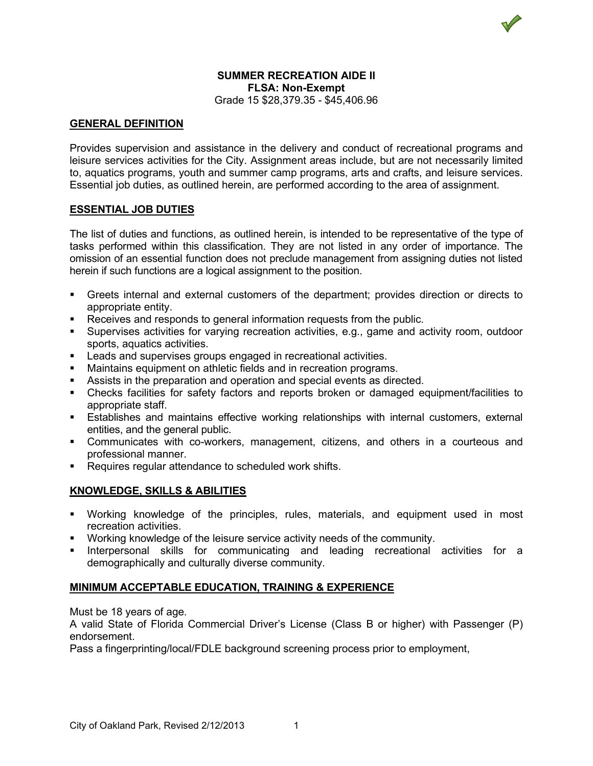**SUMMER RECREATION AIDE II**
**FLSA: Non-Exempt**
Grade 15 $28,379.35 - $45,406.96

## GENERAL DEFINITION

Provides supervision and assistance in the delivery and conduct of recreational programs and leisure services activities for the City. Assignment areas include, but are not necessarily limited to, aquatics programs, youth and summer camp programs, arts and crafts, and leisure services. Essential job duties, as outlined herein, are performed according to the area of assignment.

## ESSENTIAL JOB DUTIES

The list of duties and functions, as outlined herein, is intended to be representative of the type of tasks performed within this classification. They are not listed in any order of importance. The omission of an essential function does not preclude management from assigning duties not listed herein if such functions are a logical assignment to the position.

- Greets internal and external customers of the department; provides direction or directs to appropriate entity.
- Receives and responds to general information requests from the public.
- Supervises activities for varying recreation activities, e.g., game and activity room, outdoor sports, aquatics activities.
- Leads and supervises groups engaged in recreational activities.
- Maintains equipment on athletic fields and in recreation programs.
- Assists in the preparation and operation and special events as directed.
- Checks facilities for safety factors and reports broken or damaged equipment/facilities to appropriate staff.
- Establishes and maintains effective working relationships with internal customers, external entities, and the general public.
- Communicates with co-workers, management, citizens, and others in a courteous and professional manner.
- Requires regular attendance to scheduled work shifts.

## KNOWLEDGE, SKILLS & ABILITIES

- Working knowledge of the principles, rules, materials, and equipment used in most recreation activities.
- Working knowledge of the leisure service activity needs of the community.
- Interpersonal skills for communicating and leading recreational activities for a demographically and culturally diverse community.

## MINIMUM ACCEPTABLE EDUCATION, TRAINING & EXPERIENCE

Must be 18 years of age.
A valid State of Florida Commercial Driver's License (Class B or higher) with Passenger (P) endorsement.
Pass a fingerprinting/local/FDLE background screening process prior to employment,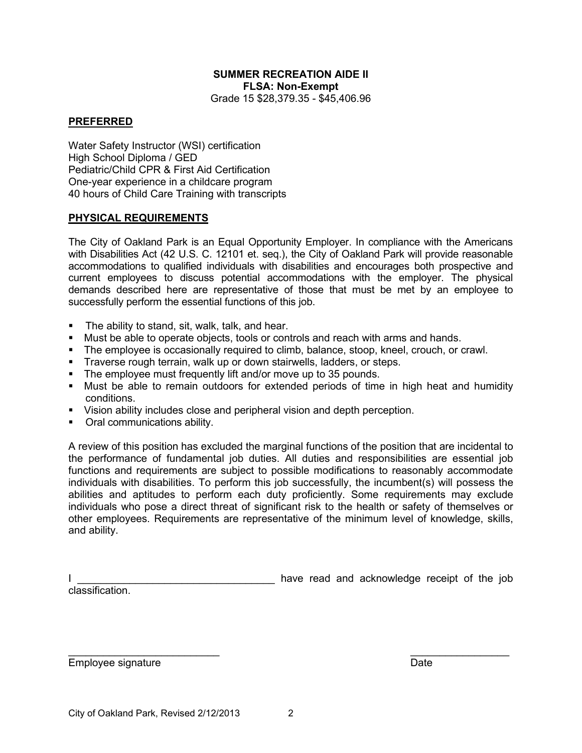**SUMMER RECREATION AIDE II**
**FLSA: Non-Exempt**
Grade 15 $28,379.35 - $45,406.96

## PREFERRED

Water Safety Instructor (WSI) certification
High School Diploma / GED
Pediatric/Child CPR & First Aid Certification
One-year experience in a childcare program
40 hours of Child Care Training with transcripts

## PHYSICAL REQUIREMENTS

The City of Oakland Park is an Equal Opportunity Employer. In compliance with the Americans with Disabilities Act (42 U.S. C. 12101 et. seq.), the City of Oakland Park will provide reasonable accommodations to qualified individuals with disabilities and encourages both prospective and current employees to discuss potential accommodations with the employer. The physical demands described here are representative of those that must be met by an employee to successfully perform the essential functions of this job.

- The ability to stand, sit, walk, talk, and hear.
- Must be able to operate objects, tools or controls and reach with arms and hands.
- The employee is occasionally required to climb, balance, stoop, kneel, crouch, or crawl.
- Traverse rough terrain, walk up or down stairwells, ladders, or steps.
- The employee must frequently lift and/or move up to 35 pounds.
- Must be able to remain outdoors for extended periods of time in high heat and humidity conditions.
- Vision ability includes close and peripheral vision and depth perception.
- Oral communications ability.

A review of this position has excluded the marginal functions of the position that are incidental to the performance of fundamental job duties. All duties and responsibilities are essential job functions and requirements are subject to possible modifications to reasonably accommodate individuals with disabilities. To perform this job successfully, the incumbent(s) will possess the abilities and aptitudes to perform each duty proficiently. Some requirements may exclude individuals who pose a direct threat of significant risk to the health or safety of themselves or other employees. Requirements are representative of the minimum level of knowledge, skills, and ability.

I ________________________________ have read and acknowledge receipt of the job classification.

__________________________ Employee signature

_________________ Date

City of Oakland Park, Revised 2/12/2013